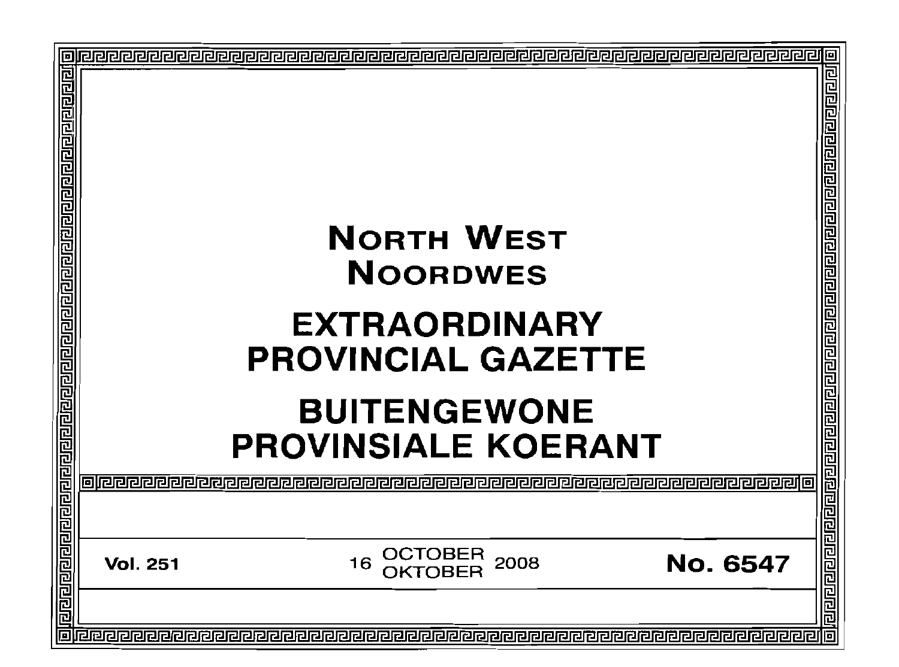# NORTH WEST
# NOORDWES

# EXTRAORDINARY PROVINCIAL GAZETTE

# BUITENGEWONE PROVINSIALE KOERANT

**Vol. 251** | 16 OCTOBER / OKTOBER 2008 | **No. 6547**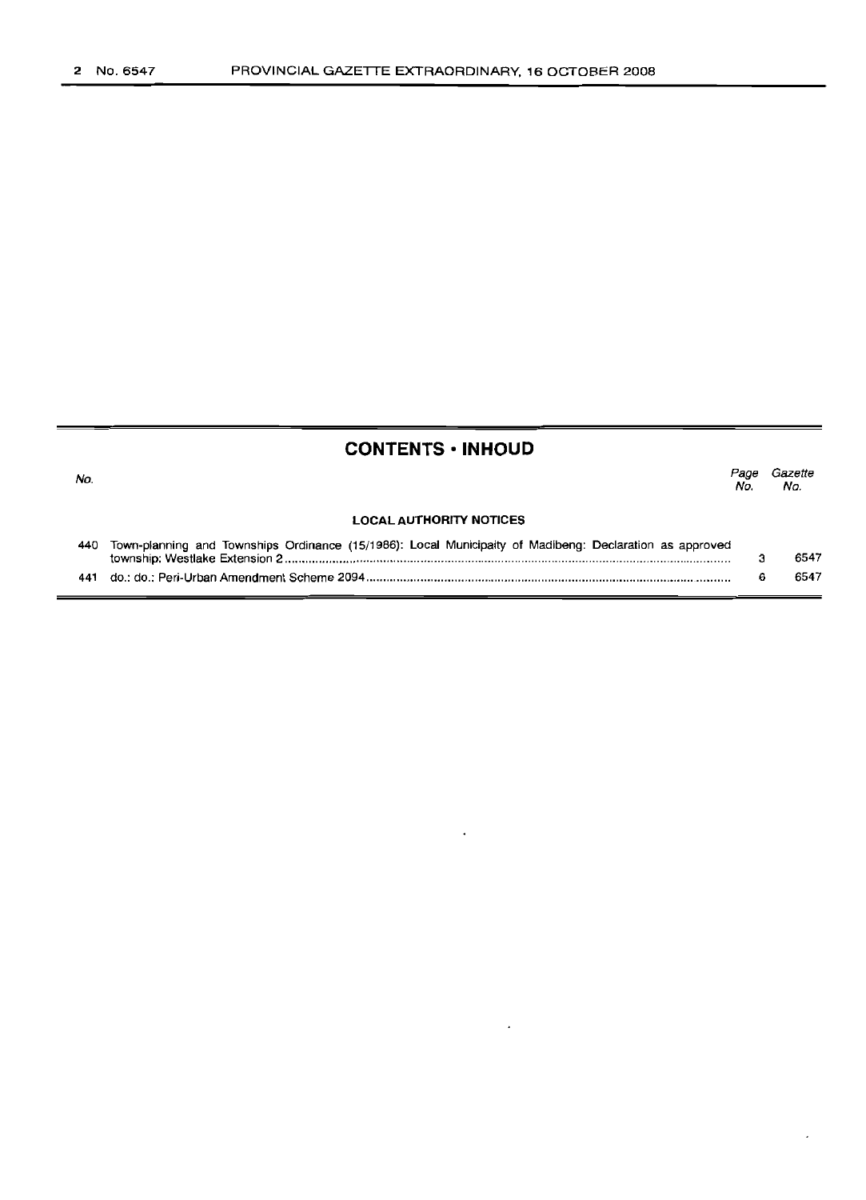## CONTENTS · INHOUD

| No. | | Page No. | Gazette No. |
|---|---|---|---|
| | **LOCAL AUTHORITY NOTICES** | | |
| 440 | Town-planning and Townships Ordinance (15/1986): Local Municipaity of Madibeng: Declaration as approved township: Westlake Extension 2 | 3 | 6547 |
| 441 | do.: do.: Peri-Urban Amendment Scheme 2094 | 6 | 6547 |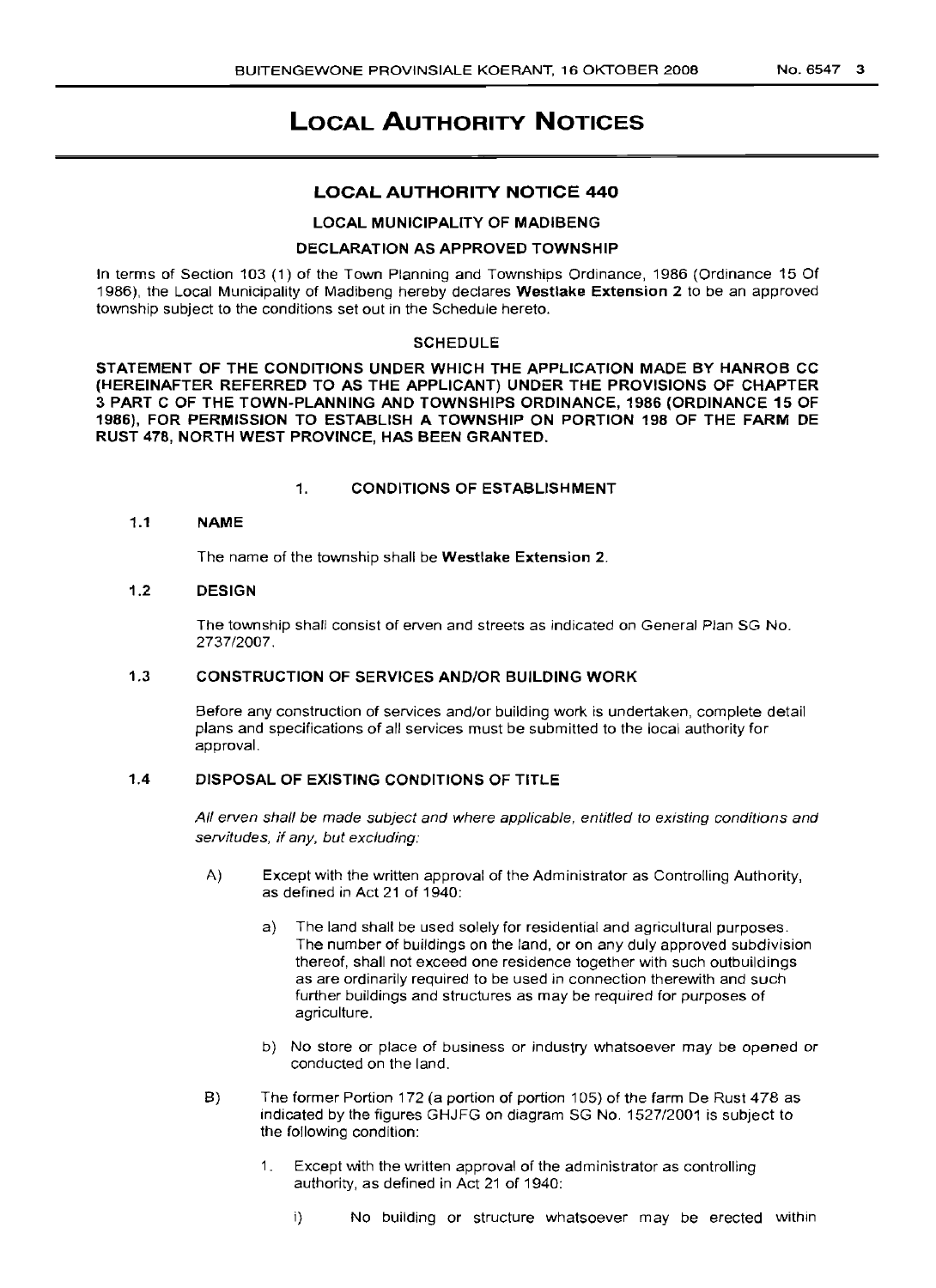# LOCAL AUTHORITY NOTICES

## LOCAL AUTHORITY NOTICE 440

### LOCAL MUNICIPALITY OF MADIBENG

### DECLARATION AS APPROVED TOWNSHIP

In terms of Section 103 (1) of the Town Planning and Townships Ordinance, 1986 (Ordinance 15 Of 1986), the Local Municipality of Madibeng hereby declares **Westlake Extension 2** to be an approved township subject to the conditions set out in the Schedule hereto.

SCHEDULE

**STATEMENT OF THE CONDITIONS UNDER WHICH THE APPLICATION MADE BY HANROB CC (HEREINAFTER REFERRED TO AS THE APPLICANT) UNDER THE PROVISIONS OF CHAPTER 3 PART C OF THE TOWN-PLANNING AND TOWNSHIPS ORDINANCE, 1986 (ORDINANCE 15 OF 1986), FOR PERMISSION TO ESTABLISH A TOWNSHIP ON PORTION 198 OF THE FARM DE RUST 478, NORTH WEST PROVINCE, HAS BEEN GRANTED.**

**1. CONDITIONS OF ESTABLISHMENT**

**1.1 NAME**

The name of the township shall be **Westlake Extension 2**.

**1.2 DESIGN**

The township shall consist of erven and streets as indicated on General Plan SG No. 2737/2007.

**1.3 CONSTRUCTION OF SERVICES AND/OR BUILDING WORK**

Before any construction of services and/or building work is undertaken, complete detail plans and specifications of all services must be submitted to the local authority for approval.

**1.4 DISPOSAL OF EXISTING CONDITIONS OF TITLE**

*All erven shall be made subject and where applicable, entitled to existing conditions and servitudes, if any, but excluding:*

A) Except with the written approval of the Administrator as Controlling Authority, as defined in Act 21 of 1940:

a) The land shall be used solely for residential and agricultural purposes. The number of buildings on the land, or on any duly approved subdivision thereof, shall not exceed one residence together with such outbuildings as are ordinarily required to be used in connection therewith and such further buildings and structures as may be required for purposes of agriculture.

b) No store or place of business or industry whatsoever may be opened or conducted on the land.

B) The former Portion 172 (a portion of portion 105) of the farm De Rust 478 as indicated by the figures GHJFG on diagram SG No. 1527/2001 is subject to the following condition:

1. Except with the written approval of the administrator as controlling authority, as defined in Act 21 of 1940:

i) No building or structure whatsoever may be erected within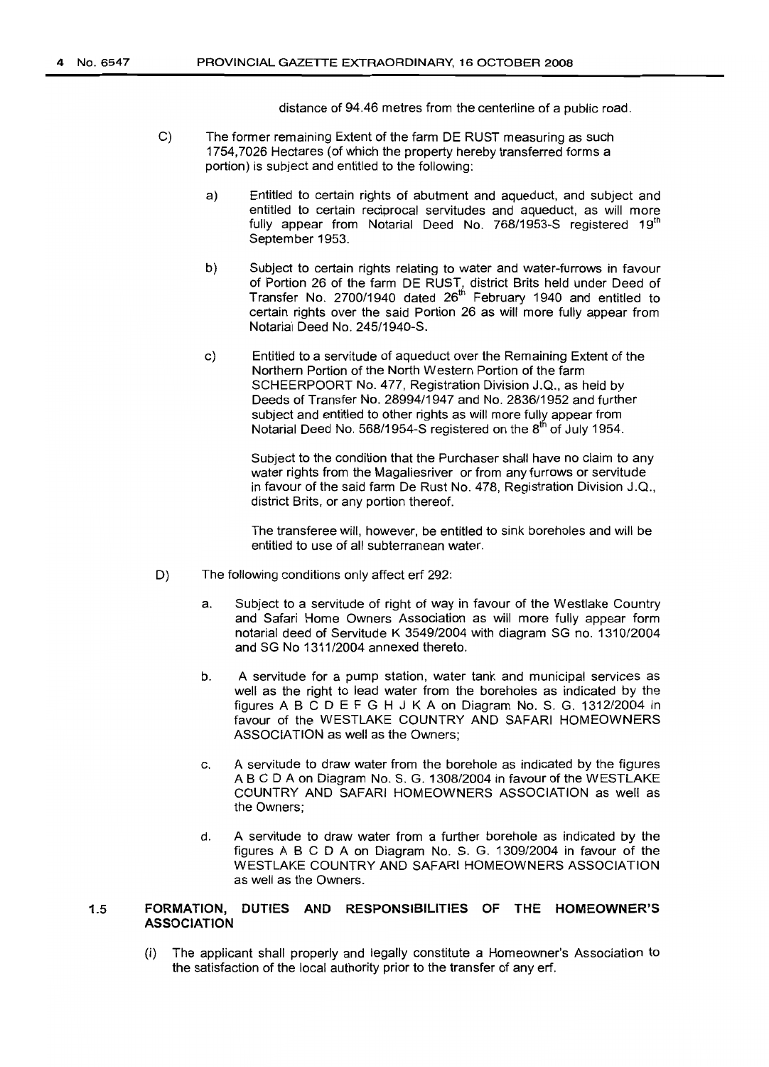distance of 94.46 metres from the centerline of a public road.

C) The former remaining Extent of the farm DE RUST measuring as such 1754,7026 Hectares (of which the property hereby transferred forms a portion) is subject and entitled to the following:

a) Entitled to certain rights of abutment and aqueduct, and subject and entitled to certain reciprocal servitudes and aqueduct, as will more fully appear from Notarial Deed No. 768/1953-S registered 19th September 1953.

b) Subject to certain rights relating to water and water-furrows in favour of Portion 26 of the farm DE RUST, district Brits held under Deed of Transfer No. 2700/1940 dated 26th February 1940 and entitled to certain rights over the said Portion 26 as will more fully appear from Notarial Deed No. 245/1940-S.

c) Entitled to a servitude of aqueduct over the Remaining Extent of the Northern Portion of the North Western Portion of the farm SCHEERPOORT No. 477, Registration Division J.Q., as held by Deeds of Transfer No. 28994/1947 and No. 2836/1952 and further subject and entitled to other rights as will more fully appear from Notarial Deed No. 568/1954-S registered on the 8th of July 1954.

Subject to the condition that the Purchaser shall have no claim to any water rights from the Magaliesriver or from any furrows or servitude in favour of the said farm De Rust No. 478, Registration Division J.Q., district Brits, or any portion thereof.

The transferee will, however, be entitled to sink boreholes and will be entitled to use of all subterranean water.

D) The following conditions only affect erf 292:

a. Subject to a servitude of right of way in favour of the Westlake Country and Safari Home Owners Association as will more fully appear form notarial deed of Servitude K 3549/2004 with diagram SG no. 1310/2004 and SG No 1311/2004 annexed thereto.

b. A servitude for a pump station, water tank and municipal services as well as the right to lead water from the boreholes as indicated by the figures A B C D E F G H J K A on Diagram No. S. G. 1312/2004 in favour of the WESTLAKE COUNTRY AND SAFARI HOMEOWNERS ASSOCIATION as well as the Owners;

c. A servitude to draw water from the borehole as indicated by the figures A B C D A on Diagram No. S. G. 1308/2004 in favour of the WESTLAKE COUNTRY AND SAFARI HOMEOWNERS ASSOCIATION as well as the Owners;

d. A servitude to draw water from a further borehole as indicated by the figures A B C D A on Diagram No. S. G. 1309/2004 in favour of the WESTLAKE COUNTRY AND SAFARI HOMEOWNERS ASSOCIATION as well as the Owners.

### 1.5 FORMATION, DUTIES AND RESPONSIBILITIES OF THE HOMEOWNER'S ASSOCIATION

(i) The applicant shall properly and legally constitute a Homeowner's Association to the satisfaction of the local authority prior to the transfer of any erf.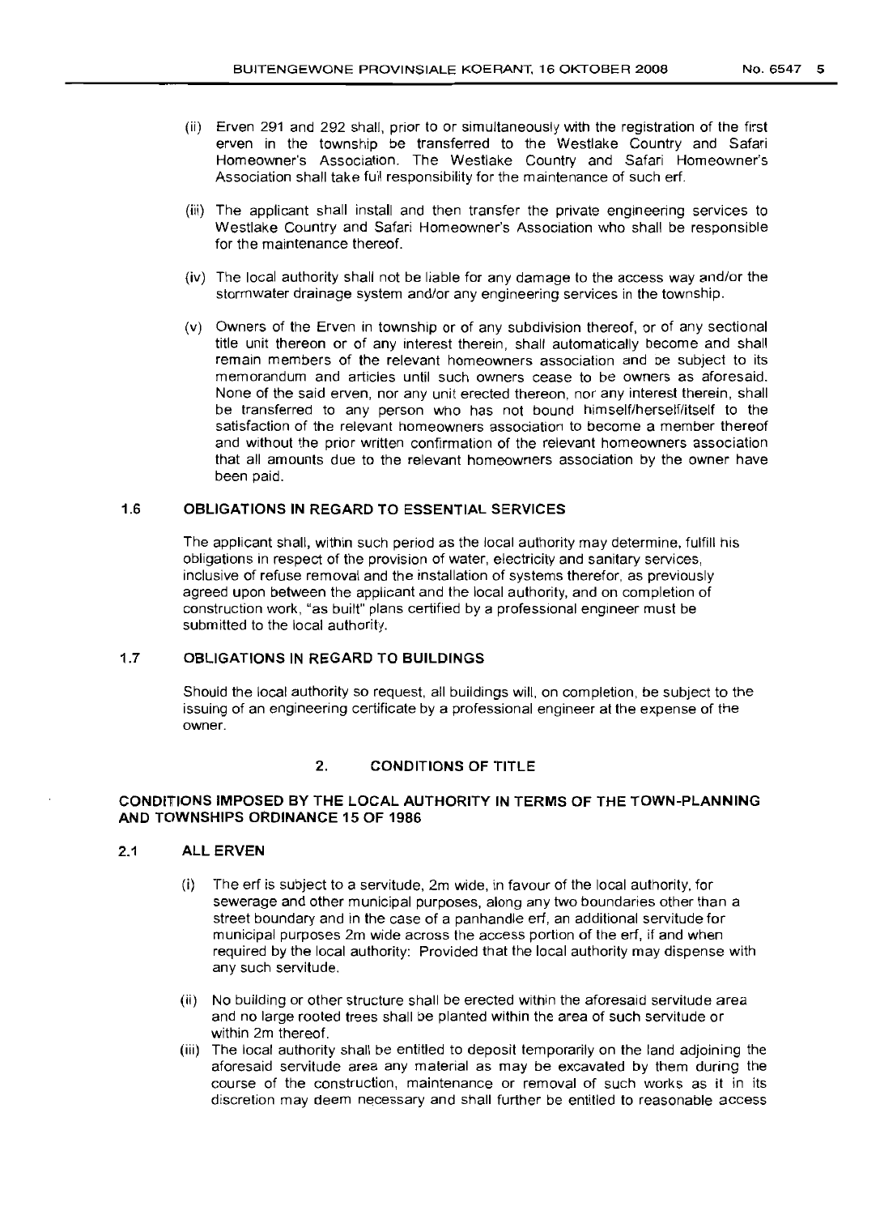(ii) Erven 291 and 292 shall, prior to or simultaneously with the registration of the first erven in the township be transferred to the Westlake Country and Safari Homeowner's Association. The Westlake Country and Safari Homeowner's Association shall take full responsibility for the maintenance of such erf.

(iii) The applicant shall install and then transfer the private engineering services to Westlake Country and Safari Homeowner's Association who shall be responsible for the maintenance thereof.

(iv) The local authority shall not be liable for any damage to the access way and/or the stormwater drainage system and/or any engineering services in the township.

(v) Owners of the Erven in township or of any subdivision thereof, or of any sectional title unit thereon or of any interest therein, shall automatically become and shall remain members of the relevant homeowners association and be subject to its memorandum and articles until such owners cease to be owners as aforesaid. None of the said erven, nor any unit erected thereon, nor any interest therein, shall be transferred to any person who has not bound himself/herself/itself to the satisfaction of the relevant homeowners association to become a member thereof and without the prior written confirmation of the relevant homeowners association that all amounts due to the relevant homeowners association by the owner have been paid.

### 1.6 OBLIGATIONS IN REGARD TO ESSENTIAL SERVICES

The applicant shall, within such period as the local authority may determine, fulfill his obligations in respect of the provision of water, electricity and sanitary services, inclusive of refuse removal and the installation of systems therefor, as previously agreed upon between the applicant and the local authority, and on completion of construction work, "as built" plans certified by a professional engineer must be submitted to the local authority.

### 1.7 OBLIGATIONS IN REGARD TO BUILDINGS

Should the local authority so request, all buildings will, on completion, be subject to the issuing of an engineering certificate by a professional engineer at the expense of the owner.

## 2. CONDITIONS OF TITLE

### CONDITIONS IMPOSED BY THE LOCAL AUTHORITY IN TERMS OF THE TOWN-PLANNING AND TOWNSHIPS ORDINANCE 15 OF 1986

### 2.1 ALL ERVEN

(i) The erf is subject to a servitude, 2m wide, in favour of the local authority, for sewerage and other municipal purposes, along any two boundaries other than a street boundary and in the case of a panhandle erf, an additional servitude for municipal purposes 2m wide across the access portion of the erf, if and when required by the local authority: Provided that the local authority may dispense with any such servitude.

(ii) No building or other structure shall be erected within the aforesaid servitude area and no large rooted trees shall be planted within the area of such servitude or within 2m thereof.

(iii) The local authority shall be entitled to deposit temporarily on the land adjoining the aforesaid servitude area any material as may be excavated by them during the course of the construction, maintenance or removal of such works as it in its discretion may deem necessary and shall further be entitled to reasonable access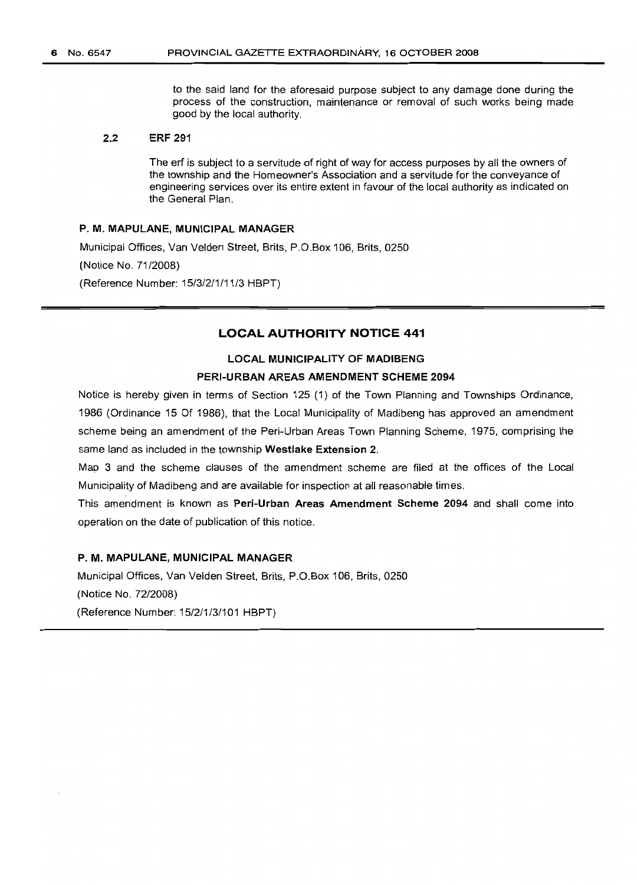to the said land for the aforesaid purpose subject to any damage done during the process of the construction, maintenance or removal of such works being made good by the local authority.

**2.2 ERF 291**

The erf is subject to a servitude of right of way for access purposes by all the owners of the township and the Homeowner's Association and a servitude for the conveyance of engineering services over its entire extent in favour of the local authority as indicated on the General Plan.

**P. M. MAPULANE, MUNICIPAL MANAGER**

Municipal Offices, Van Velden Street, Brits, P.O.Box 106, Brits, 0250

(Notice No. 71/2008)

(Reference Number: 15/3/2/1/11/3 HBPT)

---

## LOCAL AUTHORITY NOTICE 441

### LOCAL MUNICIPALITY OF MADIBENG

### PERI-URBAN AREAS AMENDMENT SCHEME 2094

Notice is hereby given in terms of Section 125 (1) of the Town Planning and Townships Ordinance, 1986 (Ordinance 15 Of 1986), that the Local Municipality of Madibeng has approved an amendment scheme being an amendment of the Peri-Urban Areas Town Planning Scheme, 1975, comprising the same land as included in the township **Westlake Extension 2**.

Map 3 and the scheme clauses of the amendment scheme are filed at the offices of the Local Municipality of Madibeng and are available for inspection at all reasonable times.

This amendment is known as **Peri-Urban Areas Amendment Scheme 2094** and shall come into operation on the date of publication of this notice.

**P. M. MAPULANE, MUNICIPAL MANAGER**

Municipal Offices, Van Velden Street, Brits, P.O.Box 106, Brits, 0250

(Notice No. 72/2008)

(Reference Number: 15/2/1/3/101 HBPT)